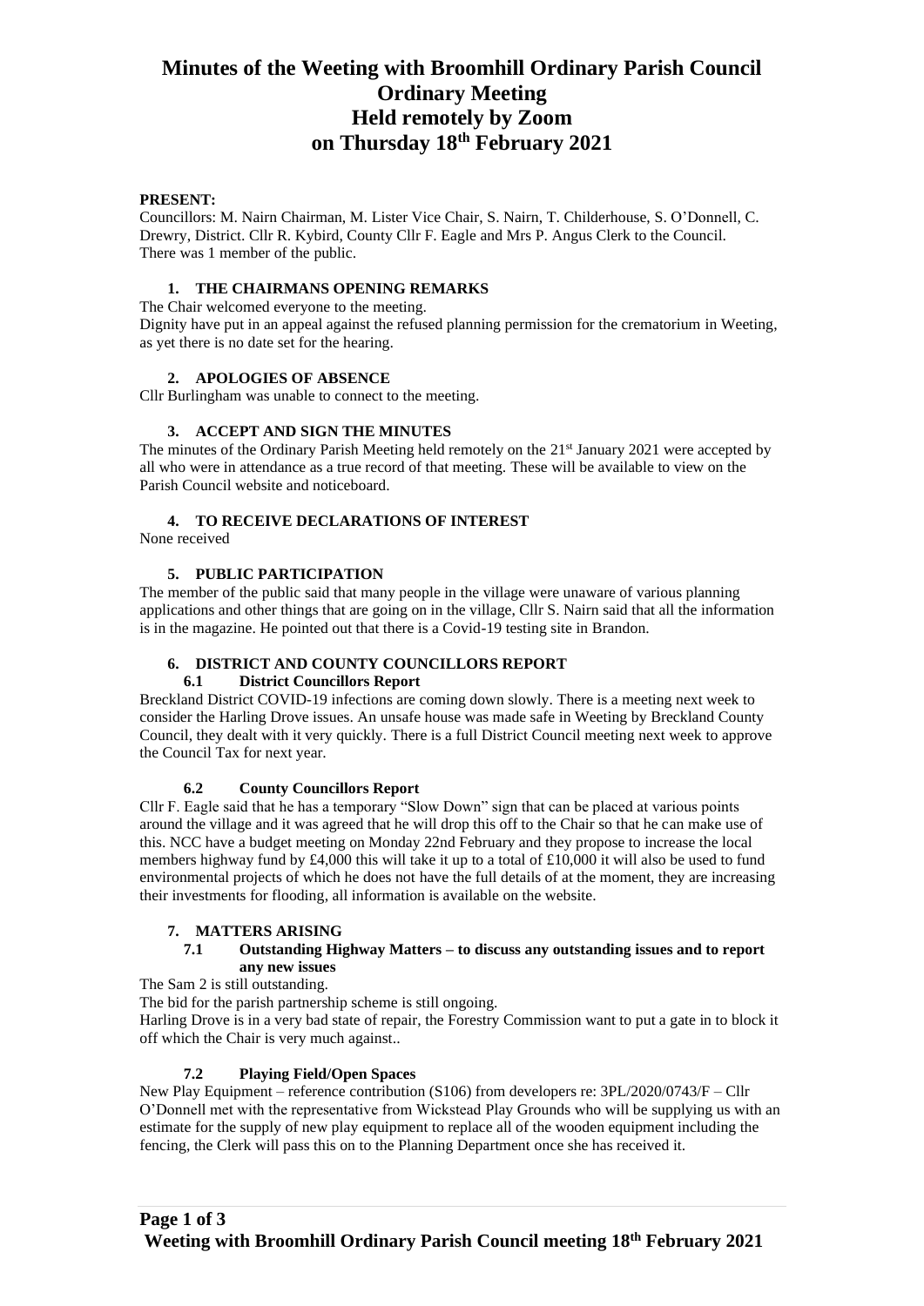# Minutes of the Weeting with Broomhill Ordinary Parish Council Ordinary Meeting Held remotely by Zoom on Thursday 18th February 2021

**PRESENT:**

Councillors: M. Nairn Chairman, M. Lister Vice Chair, S. Nairn, T. Childerhouse, S. O'Donnell, C. Drewry, District. Cllr R. Kybird, County Cllr F. Eagle and Mrs P. Angus Clerk to the Council. There was 1 member of the public.

## 1. THE CHAIRMANS OPENING REMARKS

The Chair welcomed everyone to the meeting.

Dignity have put in an appeal against the refused planning permission for the crematorium in Weeting, as yet there is no date set for the hearing.

## 2. APOLOGIES OF ABSENCE

Cllr Burlingham was unable to connect to the meeting.

## 3. ACCEPT AND SIGN THE MINUTES

The minutes of the Ordinary Parish Meeting held remotely on the 21st January 2021 were accepted by all who were in attendance as a true record of that meeting. These will be available to view on the Parish Council website and noticeboard.

## 4. TO RECEIVE DECLARATIONS OF INTEREST

None received

## 5. PUBLIC PARTICIPATION

The member of the public said that many people in the village were unaware of various planning applications and other things that are going on in the village, Cllr S. Nairn said that all the information is in the magazine. He pointed out that there is a Covid-19 testing site in Brandon.

## 6. DISTRICT AND COUNTY COUNCILLORS REPORT

### 6.1 District Councillors Report

Breckland District COVID-19 infections are coming down slowly. There is a meeting next week to consider the Harling Drove issues. An unsafe house was made safe in Weeting by Breckland County Council, they dealt with it very quickly. There is a full District Council meeting next week to approve the Council Tax for next year.

### 6.2 County Councillors Report

Cllr F. Eagle said that he has a temporary "Slow Down" sign that can be placed at various points around the village and it was agreed that he will drop this off to the Chair so that he can make use of this. NCC have a budget meeting on Monday 22nd February and they propose to increase the local members highway fund by £4,000 this will take it up to a total of £10,000 it will also be used to fund environmental projects of which he does not have the full details of at the moment, they are increasing their investments for flooding, all information is available on the website.

## 7. MATTERS ARISING

### 7.1 Outstanding Highway Matters – to discuss any outstanding issues and to report any new issues

The Sam 2 is still outstanding.

The bid for the parish partnership scheme is still ongoing.

Harling Drove is in a very bad state of repair, the Forestry Commission want to put a gate in to block it off which the Chair is very much against..

### 7.2 Playing Field/Open Spaces

New Play Equipment – reference contribution (S106) from developers re: 3PL/2020/0743/F – Cllr O'Donnell met with the representative from Wickstead Play Grounds who will be supplying us with an estimate for the supply of new play equipment to replace all of the wooden equipment including the fencing, the Clerk will pass this on to the Planning Department once she has received it.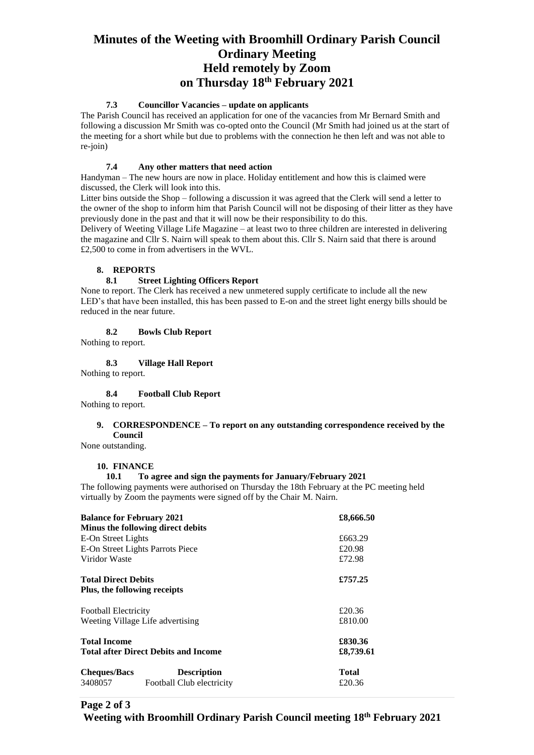# Minutes of the Weeting with Broomhill Ordinary Parish Council Ordinary Meeting Held remotely by Zoom on Thursday 18th February 2021

#### 7.3 Councillor Vacancies – update on applicants

The Parish Council has received an application for one of the vacancies from Mr Bernard Smith and following a discussion Mr Smith was co-opted onto the Council (Mr Smith had joined us at the start of the meeting for a short while but due to problems with the connection he then left and was not able to re-join)

#### 7.4 Any other matters that need action

Handyman – The new hours are now in place. Holiday entitlement and how this is claimed were discussed, the Clerk will look into this.

Litter bins outside the Shop – following a discussion it was agreed that the Clerk will send a letter to the owner of the shop to inform him that Parish Council will not be disposing of their litter as they have previously done in the past and that it will now be their responsibility to do this.

Delivery of Weeting Village Life Magazine – at least two to three children are interested in delivering the magazine and Cllr S. Nairn will speak to them about this. Cllr S. Nairn said that there is around £2,500 to come in from advertisers in the WVL.

### 8. REPORTS

#### 8.1 Street Lighting Officers Report

None to report. The Clerk has received a new unmetered supply certificate to include all the new LED's that have been installed, this has been passed to E-on and the street light energy bills should be reduced in the near future.

#### 8.2 Bowls Club Report

Nothing to report.

#### 8.3 Village Hall Report

Nothing to report.

#### 8.4 Football Club Report

Nothing to report.

### 9. CORRESPONDENCE – To report on any outstanding correspondence received by the Council

None outstanding.

### 10. FINANCE

#### 10.1 To agree and sign the payments for January/February 2021

The following payments were authorised on Thursday the 18th February at the PC meeting held virtually by Zoom the payments were signed off by the Chair M. Nairn.

| | | |
|---|---|---|
| **Balance for February 2021** | | **£8,666.50** |
| **Minus the following direct debits** | | |
| E-On Street Lights | | £663.29 |
| E-On Street Lights Parrots Piece | | £20.98 |
| Viridor Waste | | £72.98 |
| **Total Direct Debits** | | **£757.25** |
| **Plus, the following receipts** | | |
| Football Electricity | | £20.36 |
| Weeting Village Life advertising | | £810.00 |
| **Total Income** | | **£830.36** |
| **Total after Direct Debits and Income** | | **£8,739.61** |
| **Cheques/Bacs** | **Description** | **Total** |
| 3408057 | Football Club electricity | £20.36 |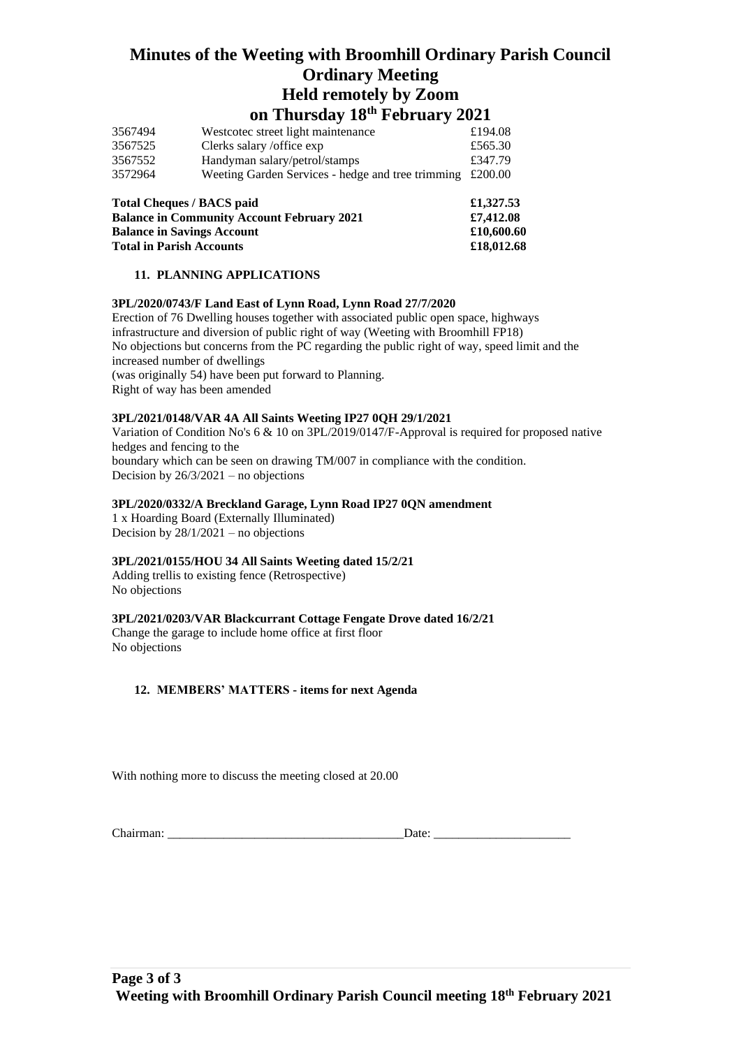# Minutes of the Weeting with Broomhill Ordinary Parish Council Ordinary Meeting Held remotely by Zoom on Thursday 18th February 2021

| | | |
|---|---|---|
| 3567494 | Westcotec street light maintenance | £194.08 |
| 3567525 | Clerks salary /office exp | £565.30 |
| 3567552 | Handyman salary/petrol/stamps | £347.79 |
| 3572964 | Weeting Garden Services - hedge and tree trimming | £200.00 |

| | |
|---|---|
| **Total Cheques / BACS paid** | **£1,327.53** |
| **Balance in Community Account February 2021** | **£7,412.08** |
| **Balance in Savings Account** | **£10,600.60** |
| **Total in Parish Accounts** | **£18,012.68** |

### 11. PLANNING APPLICATIONS

**3PL/2020/0743/F Land East of Lynn Road, Lynn Road 27/7/2020**

Erection of 76 Dwelling houses together with associated public open space, highways infrastructure and diversion of public right of way (Weeting with Broomhill FP18)
No objections but concerns from the PC regarding the public right of way, speed limit and the increased number of dwellings
(was originally 54) have been put forward to Planning.
Right of way has been amended

**3PL/2021/0148/VAR 4A All Saints Weeting IP27 0QH 29/1/2021**

Variation of Condition No's 6 & 10 on 3PL/2019/0147/F-Approval is required for proposed native hedges and fencing to the
boundary which can be seen on drawing TM/007 in compliance with the condition.
Decision by 26/3/2021 – no objections

**3PL/2020/0332/A Breckland Garage, Lynn Road IP27 0QN amendment**

1 x Hoarding Board (Externally Illuminated)
Decision by 28/1/2021 – no objections

**3PL/2021/0155/HOU 34 All Saints Weeting dated 15/2/21**

Adding trellis to existing fence (Retrospective)
No objections

**3PL/2021/0203/VAR Blackcurrant Cottage Fengate Drove dated 16/2/21**

Change the garage to include home office at first floor
No objections

### 12. MEMBERS' MATTERS - items for next Agenda

With nothing more to discuss the meeting closed at 20.00

Chairman: ______________________________________ Date: ______________________